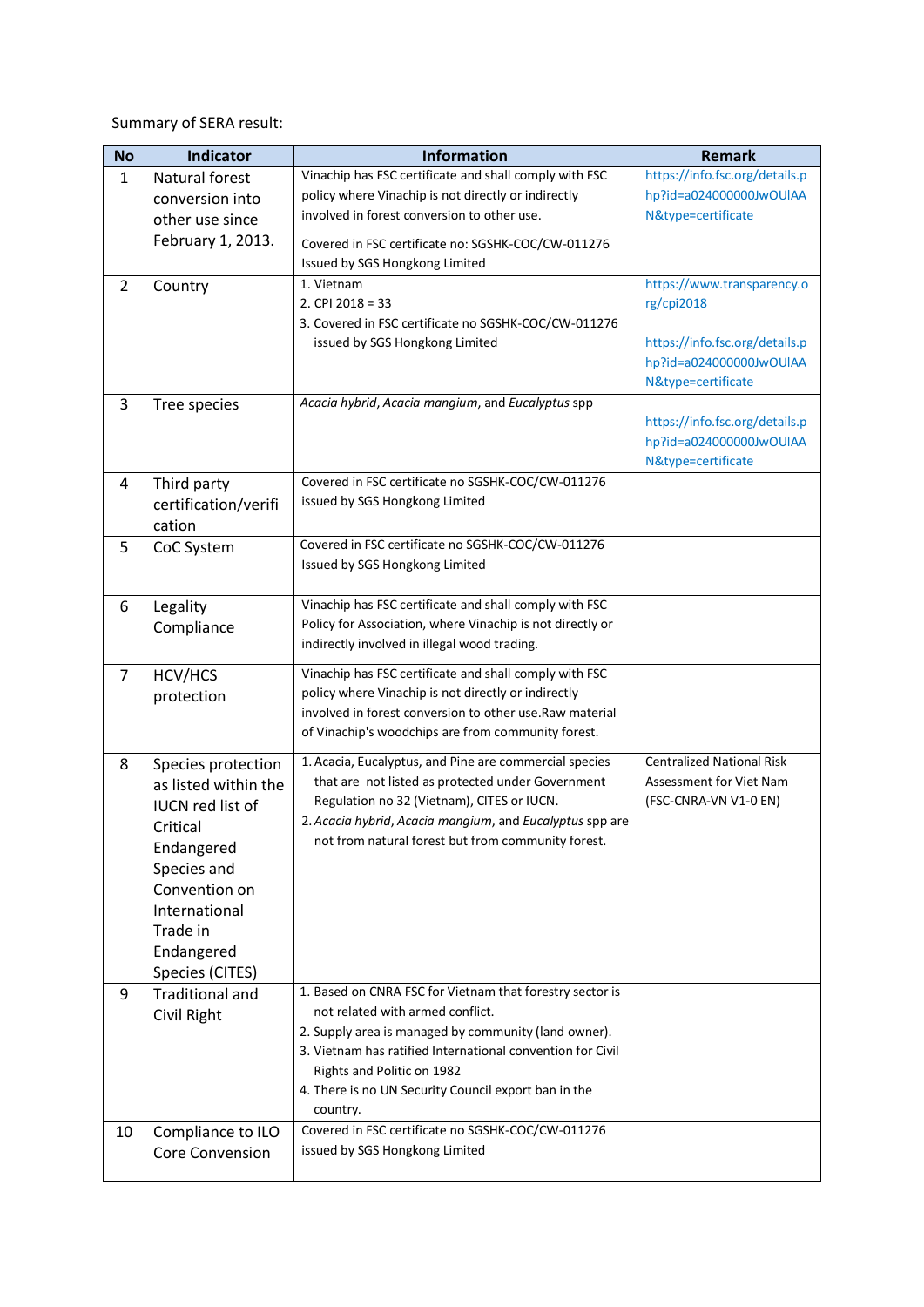Summary of SERA result:

| No | Indicator | Information | Remark |
|---|---|---|---|
| 1 | Natural forest conversion into other use since February 1, 2013. | Vinachip has FSC certificate and shall comply with FSC policy where Vinachip is not directly or indirectly involved in forest conversion to other use.<br><br>Covered in FSC certificate no: SGSHK-COC/CW-011276 Issued by SGS Hongkong Limited | https://info.fsc.org/details.php?id=a024000000JwOUlAAN&type=certificate |
| 2 | Country | 1. Vietnam<br>2. CPI 2018 = 33<br>3. Covered in FSC certificate no SGSHK-COC/CW-011276 issued by SGS Hongkong Limited | https://www.transparency.org/cpi2018<br><br>https://info.fsc.org/details.php?id=a024000000JwOUlAAN&type=certificate |
| 3 | Tree species | *Acacia hybrid*, *Acacia mangium*, and *Eucalyptus* spp | https://info.fsc.org/details.php?id=a024000000JwOUlAAN&type=certificate |
| 4 | Third party certification/verification | Covered in FSC certificate no SGSHK-COC/CW-011276 issued by SGS Hongkong Limited | |
| 5 | CoC System | Covered in FSC certificate no SGSHK-COC/CW-011276 Issued by SGS Hongkong Limited | |
| 6 | Legality Compliance | Vinachip has FSC certificate and shall comply with FSC Policy for Association, where Vinachip is not directly or indirectly involved in illegal wood trading. | |
| 7 | HCV/HCS protection | Vinachip has FSC certificate and shall comply with FSC policy where Vinachip is not directly or indirectly involved in forest conversion to other use.Raw material of Vinachip's woodchips are from community forest. | |
| 8 | Species protection as listed within the IUCN red list of Critical Endangered Species and Convention on International Trade in Endangered Species (CITES) | 1. Acacia, Eucalyptus, and Pine are commercial species that are not listed as protected under Government Regulation no 32 (Vietnam), CITES or IUCN.<br>2. *Acacia hybrid*, *Acacia mangium*, and *Eucalyptus* spp are not from natural forest but from community forest. | Centralized National Risk Assessment for Viet Nam (FSC-CNRA-VN V1-0 EN) |
| 9 | Traditional and Civil Right | 1. Based on CNRA FSC for Vietnam that forestry sector is not related with armed conflict.<br>2. Supply area is managed by community (land owner).<br>3. Vietnam has ratified International convention for Civil Rights and Politic on 1982<br>4. There is no UN Security Council export ban in the country. | |
| 10 | Compliance to ILO Core Convension | Covered in FSC certificate no SGSHK-COC/CW-011276 issued by SGS Hongkong Limited | |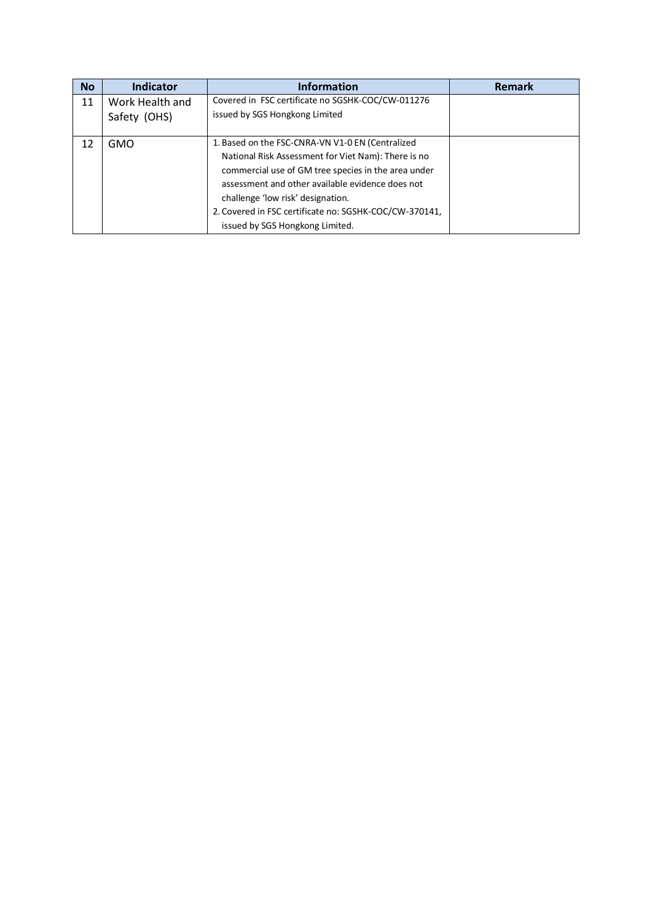| No | Indicator | Information | Remark |
| --- | --- | --- | --- |
| 11 | Work Health and Safety (OHS) | Covered in FSC certificate no SGSHK-COC/CW-011276 issued by SGS Hongkong Limited | |
| 12 | GMO | 1. Based on the FSC-CNRA-VN V1-0 EN (Centralized National Risk Assessment for Viet Nam): There is no commercial use of GM tree species in the area under assessment and other available evidence does not challenge 'low risk' designation.<br>2. Covered in FSC certificate no: SGSHK-COC/CW-370141, issued by SGS Hongkong Limited. | |